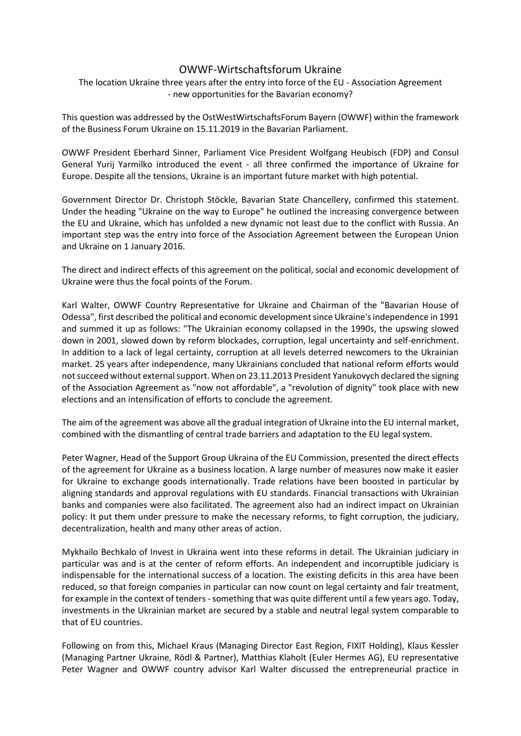# OWWF-Wirtschaftsforum Ukraine

The location Ukraine three years after the entry into force of the EU - Association Agreement - new opportunities for the Bavarian economy?

This question was addressed by the OstWestWirtschaftsForum Bayern (OWWF) within the framework of the Business Forum Ukraine on 15.11.2019 in the Bavarian Parliament.

OWWF President Eberhard Sinner, Parliament Vice President Wolfgang Heubisch (FDP) and Consul General Yurij Yarmilko introduced the event - all three confirmed the importance of Ukraine for Europe. Despite all the tensions, Ukraine is an important future market with high potential.

Government Director Dr. Christoph Stöckle, Bavarian State Chancellery, confirmed this statement. Under the heading "Ukraine on the way to Europe" he outlined the increasing convergence between the EU and Ukraine, which has unfolded a new dynamic not least due to the conflict with Russia. An important step was the entry into force of the Association Agreement between the European Union and Ukraine on 1 January 2016.

The direct and indirect effects of this agreement on the political, social and economic development of Ukraine were thus the focal points of the Forum.

Karl Walter, OWWF Country Representative for Ukraine and Chairman of the "Bavarian House of Odessa", first described the political and economic development since Ukraine's independence in 1991 and summed it up as follows: "The Ukrainian economy collapsed in the 1990s, the upswing slowed down in 2001, slowed down by reform blockades, corruption, legal uncertainty and self-enrichment. In addition to a lack of legal certainty, corruption at all levels deterred newcomers to the Ukrainian market. 25 years after independence, many Ukrainians concluded that national reform efforts would not succeed without external support. When on 23.11.2013 President Yanukovych declared the signing of the Association Agreement as "now not affordable", a "revolution of dignity" took place with new elections and an intensification of efforts to conclude the agreement.

The aim of the agreement was above all the gradual integration of Ukraine into the EU internal market, combined with the dismantling of central trade barriers and adaptation to the EU legal system.

Peter Wagner, Head of the Support Group Ukraina of the EU Commission, presented the direct effects of the agreement for Ukraine as a business location. A large number of measures now make it easier for Ukraine to exchange goods internationally. Trade relations have been boosted in particular by aligning standards and approval regulations with EU standards. Financial transactions with Ukrainian banks and companies were also facilitated. The agreement also had an indirect impact on Ukrainian policy: It put them under pressure to make the necessary reforms, to fight corruption, the judiciary, decentralization, health and many other areas of action.

Mykhailo Bechkalo of Invest in Ukraina went into these reforms in detail. The Ukrainian judiciary in particular was and is at the center of reform efforts. An independent and incorruptible judiciary is indispensable for the international success of a location. The existing deficits in this area have been reduced, so that foreign companies in particular can now count on legal certainty and fair treatment, for example in the context of tenders - something that was quite different until a few years ago. Today, investments in the Ukrainian market are secured by a stable and neutral legal system comparable to that of EU countries.

Following on from this, Michael Kraus (Managing Director East Region, FIXIT Holding), Klaus Kessler (Managing Partner Ukraine, Rödl & Partner), Matthias Klaholt (Euler Hermes AG), EU representative Peter Wagner and OWWF country advisor Karl Walter discussed the entrepreneurial practice in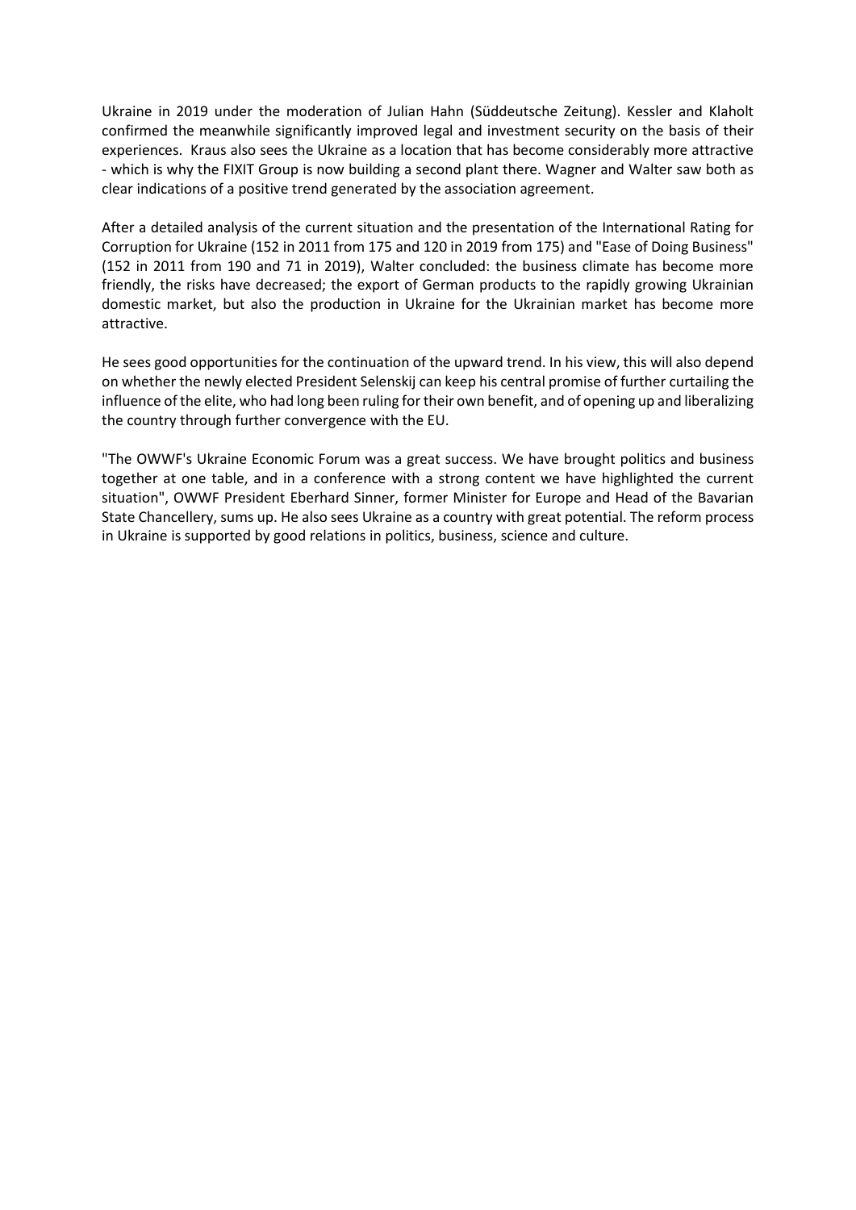Ukraine in 2019 under the moderation of Julian Hahn (Süddeutsche Zeitung). Kessler and Klaholt confirmed the meanwhile significantly improved legal and investment security on the basis of their experiences. Kraus also sees the Ukraine as a location that has become considerably more attractive - which is why the FIXIT Group is now building a second plant there. Wagner and Walter saw both as clear indications of a positive trend generated by the association agreement.

After a detailed analysis of the current situation and the presentation of the International Rating for Corruption for Ukraine (152 in 2011 from 175 and 120 in 2019 from 175) and "Ease of Doing Business" (152 in 2011 from 190 and 71 in 2019), Walter concluded: the business climate has become more friendly, the risks have decreased; the export of German products to the rapidly growing Ukrainian domestic market, but also the production in Ukraine for the Ukrainian market has become more attractive.

He sees good opportunities for the continuation of the upward trend. In his view, this will also depend on whether the newly elected President Selenskij can keep his central promise of further curtailing the influence of the elite, who had long been ruling for their own benefit, and of opening up and liberalizing the country through further convergence with the EU.

"The OWWF's Ukraine Economic Forum was a great success. We have brought politics and business together at one table, and in a conference with a strong content we have highlighted the current situation", OWWF President Eberhard Sinner, former Minister for Europe and Head of the Bavarian State Chancellery, sums up. He also sees Ukraine as a country with great potential. The reform process in Ukraine is supported by good relations in politics, business, science and culture.